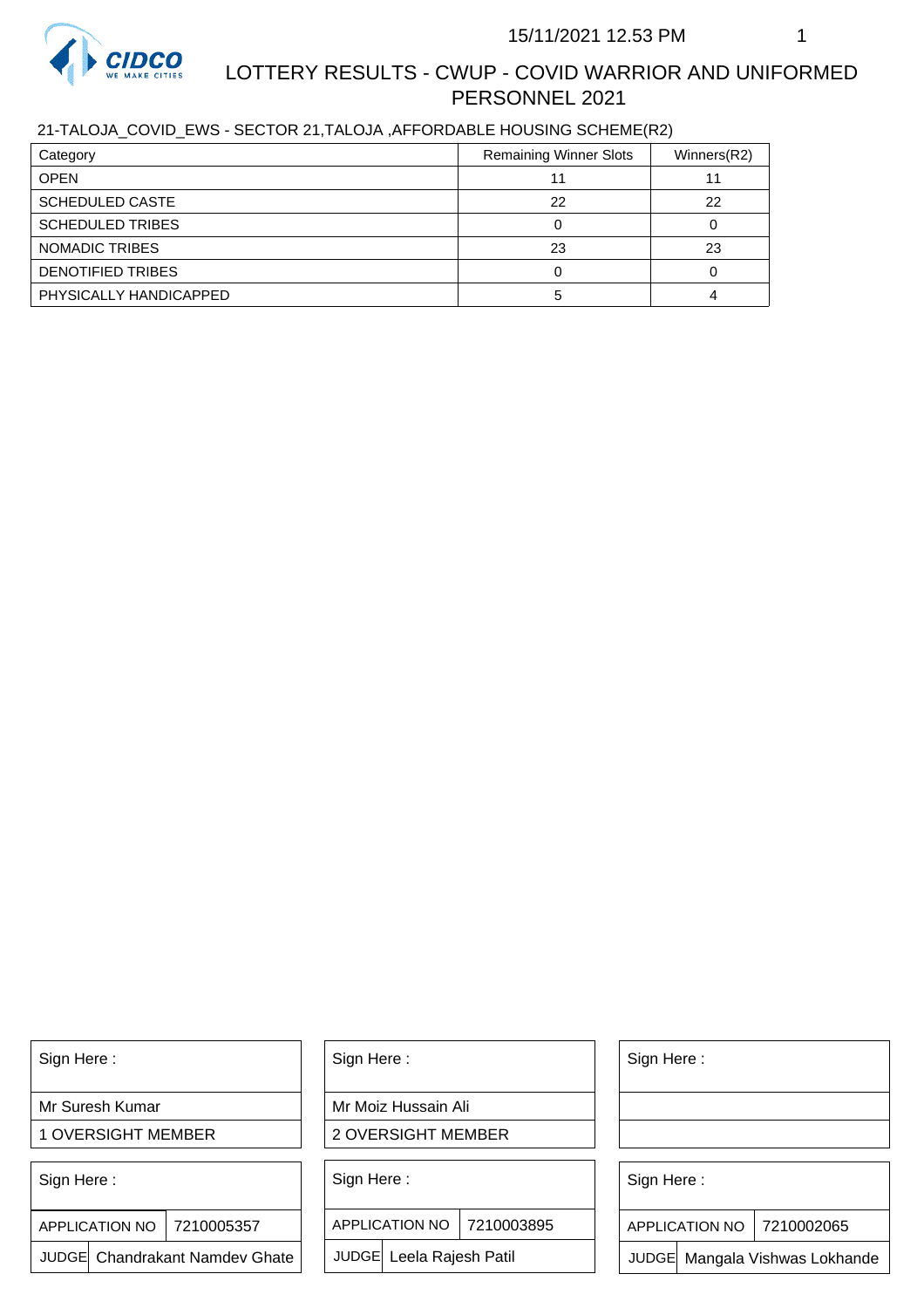15/11/2021 12.53 PM

# LOTTERY RESULTS - CWUP - COVID WARRIOR AND UNIFORMED PERSONNEL 2021

21-TALOJA_COVID_EWS - SECTOR 21,TALOJA ,AFFORDABLE HOUSING SCHEME(R2)

| Category | Remaining Winner Slots | Winners(R2) |
|---|---|---|
| OPEN | 11 | 11 |
| SCHEDULED CASTE | 22 | 22 |
| SCHEDULED TRIBES | 0 | 0 |
| NOMADIC TRIBES | 23 | 23 |
| DENOTIFIED TRIBES | 0 | 0 |
| PHYSICALLY HANDICAPPED | 5 | 4 |

| | | |
|---|---|---|
| Sign Here : | Sign Here : | Sign Here : |
| Mr Suresh Kumar | Mr Moiz Hussain Ali | |
| 1 OVERSIGHT MEMBER | 2 OVERSIGHT MEMBER | |

| | | | | | |
|---|---|---|---|---|---|
| Sign Here : | | Sign Here : | | Sign Here : | |
| APPLICATION NO | 7210005357 | APPLICATION NO | 7210003895 | APPLICATION NO | 7210002065 |
| JUDGE | Chandrakant Namdev Ghate | JUDGE | Leela Rajesh Patil | JUDGE | Mangala Vishwas Lokhande |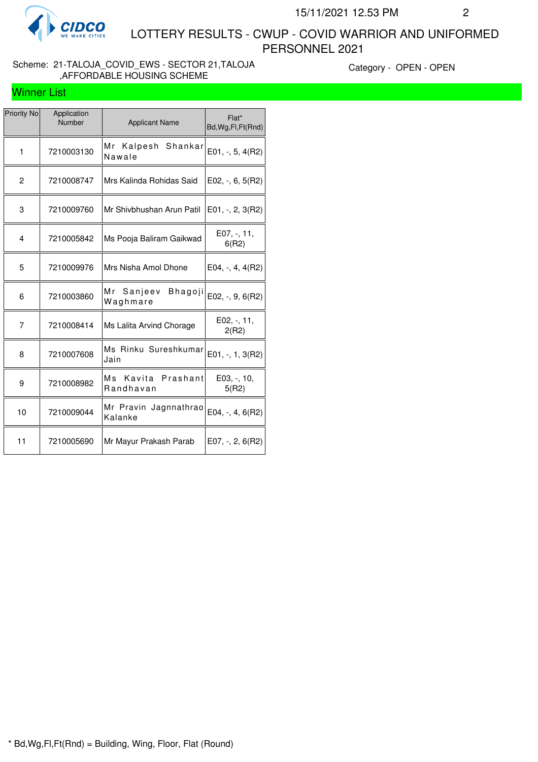# LOTTERY RESULTS - CWUP - COVID WARRIOR AND UNIFORMED PERSONNEL 2021

Scheme: 21-TALOJA_COVID_EWS - SECTOR 21,TALOJA ,AFFORDABLE HOUSING SCHEME

Category - OPEN - OPEN

## Winner List

| Priority No | Application Number | Applicant Name | Flat* Bd,Wg,Fl,Ft(Rnd) |
|---|---|---|---|
| 1 | 7210003130 | Mr Kalpesh Shankar Nawale | E01, -, 5, 4(R2) |
| 2 | 7210008747 | Mrs Kalinda Rohidas Said | E02, -, 6, 5(R2) |
| 3 | 7210009760 | Mr Shivbhushan Arun Patil | E01, -, 2, 3(R2) |
| 4 | 7210005842 | Ms Pooja Baliram Gaikwad | E07, -, 11, 6(R2) |
| 5 | 7210009976 | Mrs Nisha Amol Dhone | E04, -, 4, 4(R2) |
| 6 | 7210003860 | Mr Sanjeev Bhagoji Waghmare | E02, -, 9, 6(R2) |
| 7 | 7210008414 | Ms Lalita Arvind Chorage | E02, -, 11, 2(R2) |
| 8 | 7210007608 | Ms Rinku Sureshkumar Jain | E01, -, 1, 3(R2) |
| 9 | 7210008982 | Ms Kavita Prashant Randhavan | E03, -, 10, 5(R2) |
| 10 | 7210009044 | Mr Pravin Jagnnathrao Kalanke | E04, -, 4, 6(R2) |
| 11 | 7210005690 | Mr Mayur Prakash Parab | E07, -, 2, 6(R2) |

* Bd,Wg,Fl,Ft(Rnd) = Building, Wing, Floor, Flat (Round)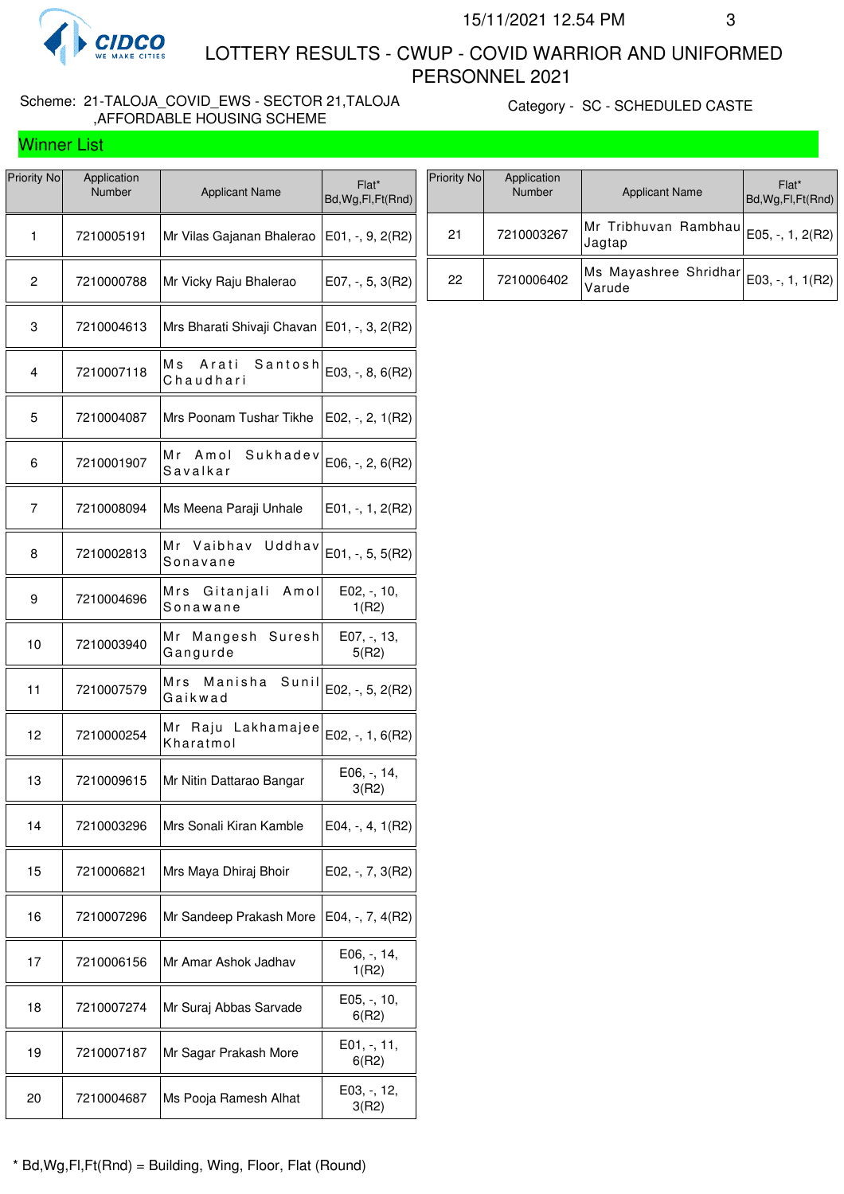# LOTTERY RESULTS - CWUP - COVID WARRIOR AND UNIFORMED PERSONNEL 2021

Scheme: 21-TALOJA_COVID_EWS - SECTOR 21,TALOJA ,AFFORDABLE HOUSING SCHEME

Category - SC - SCHEDULED CASTE

## Winner List

| Priority No | Application Number | Applicant Name | Flat* Bd,Wg,Fl,Ft(Rnd) |
|---|---|---|---|
| 1 | 7210005191 | Mr Vilas Gajanan Bhalerao | E01, -, 9, 2(R2) |
| 2 | 7210000788 | Mr Vicky Raju Bhalerao | E07, -, 5, 3(R2) |
| 3 | 7210004613 | Mrs Bharati Shivaji Chavan | E01, -, 3, 2(R2) |
| 4 | 7210007118 | Ms Arati Santosh Chaudhari | E03, -, 8, 6(R2) |
| 5 | 7210004087 | Mrs Poonam Tushar Tikhe | E02, -, 2, 1(R2) |
| 6 | 7210001907 | Mr Amol Sukhadev Savalkar | E06, -, 2, 6(R2) |
| 7 | 7210008094 | Ms Meena Paraji Unhale | E01, -, 1, 2(R2) |
| 8 | 7210002813 | Mr Vaibhav Uddhav Sonavane | E01, -, 5, 5(R2) |
| 9 | 7210004696 | Mrs Gitanjali Amol Sonawane | E02, -, 10, 1(R2) |
| 10 | 7210003940 | Mr Mangesh Suresh Gangurde | E07, -, 13, 5(R2) |
| 11 | 7210007579 | Mrs Manisha Sunil Gaikwad | E02, -, 5, 2(R2) |
| 12 | 7210000254 | Mr Raju Lakhamajee Kharatmol | E02, -, 1, 6(R2) |
| 13 | 7210009615 | Mr Nitin Dattarao Bangar | E06, -, 14, 3(R2) |
| 14 | 7210003296 | Mrs Sonali Kiran Kamble | E04, -, 4, 1(R2) |
| 15 | 7210006821 | Mrs Maya Dhiraj Bhoir | E02, -, 7, 3(R2) |
| 16 | 7210007296 | Mr Sandeep Prakash More | E04, -, 7, 4(R2) |
| 17 | 7210006156 | Mr Amar Ashok Jadhav | E06, -, 14, 1(R2) |
| 18 | 7210007274 | Mr Suraj Abbas Sarvade | E05, -, 10, 6(R2) |
| 19 | 7210007187 | Mr Sagar Prakash More | E01, -, 11, 6(R2) |
| 20 | 7210004687 | Ms Pooja Ramesh Alhat | E03, -, 12, 3(R2) |
| 21 | 7210003267 | Mr Tribhuvan Rambhau Jagtap | E05, -, 1, 2(R2) |
| 22 | 7210006402 | Ms Mayashree Shridhar Varude | E03, -, 1, 1(R2) |

* Bd,Wg,Fl,Ft(Rnd) = Building, Wing, Floor, Flat (Round)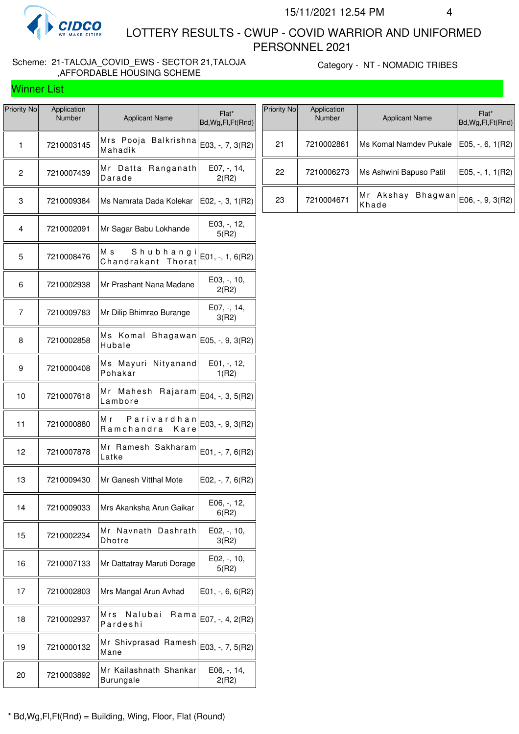# LOTTERY RESULTS - CWUP - COVID WARRIOR AND UNIFORMED PERSONNEL 2021

Scheme: 21-TALOJA_COVID_EWS - SECTOR 21,TALOJA ,AFFORDABLE HOUSING SCHEME

Category - NT - NOMADIC TRIBES

## Winner List

| Priority No | Application Number | Applicant Name | Flat* Bd,Wg,Fl,Ft(Rnd) |
|---|---|---|---|
| 1 | 7210003145 | Mrs Pooja Balkrishna Mahadik | E03, -, 7, 3(R2) |
| 2 | 7210007439 | Mr Datta Ranganath Darade | E07, -, 14, 2(R2) |
| 3 | 7210009384 | Ms Namrata Dada Kolekar | E02, -, 3, 1(R2) |
| 4 | 7210002091 | Mr Sagar Babu Lokhande | E03, -, 12, 5(R2) |
| 5 | 7210008476 | Ms Shubhangi Chandrakant Thorat | E01, -, 1, 6(R2) |
| 6 | 7210002938 | Mr Prashant Nana Madane | E03, -, 10, 2(R2) |
| 7 | 7210009783 | Mr Dilip Bhimrao Burange | E07, -, 14, 3(R2) |
| 8 | 7210002858 | Ms Komal Bhagawan Hubale | E05, -, 9, 3(R2) |
| 9 | 7210000408 | Ms Mayuri Nityanand Pohakar | E01, -, 12, 1(R2) |
| 10 | 7210007618 | Mr Mahesh Rajaram Lambore | E04, -, 3, 5(R2) |
| 11 | 7210000880 | Mr Parivardhan Ramchandra Kare | E03, -, 9, 3(R2) |
| 12 | 7210007878 | Mr Ramesh Sakharam Latke | E01, -, 7, 6(R2) |
| 13 | 7210009430 | Mr Ganesh Vitthal Mote | E02, -, 7, 6(R2) |
| 14 | 7210009033 | Mrs Akanksha Arun Gaikar | E06, -, 12, 6(R2) |
| 15 | 7210002234 | Mr Navnath Dashrath Dhotre | E02, -, 10, 3(R2) |
| 16 | 7210007133 | Mr Dattatray Maruti Dorage | E02, -, 10, 5(R2) |
| 17 | 7210002803 | Mrs Mangal Arun Avhad | E01, -, 6, 6(R2) |
| 18 | 7210002937 | Mrs Nalubai Rama Pardeshi | E07, -, 4, 2(R2) |
| 19 | 7210000132 | Mr Shivprasad Ramesh Mane | E03, -, 7, 5(R2) |
| 20 | 7210003892 | Mr Kailashnath Shankar Burungale | E06, -, 14, 2(R2) |
| 21 | 7210002861 | Ms Komal Namdev Pukale | E05, -, 6, 1(R2) |
| 22 | 7210006273 | Ms Ashwini Bapuso Patil | E05, -, 1, 1(R2) |
| 23 | 7210004671 | Mr Akshay Bhagwan Khade | E06, -, 9, 3(R2) |

\* Bd,Wg,Fl,Ft(Rnd) = Building, Wing, Floor, Flat (Round)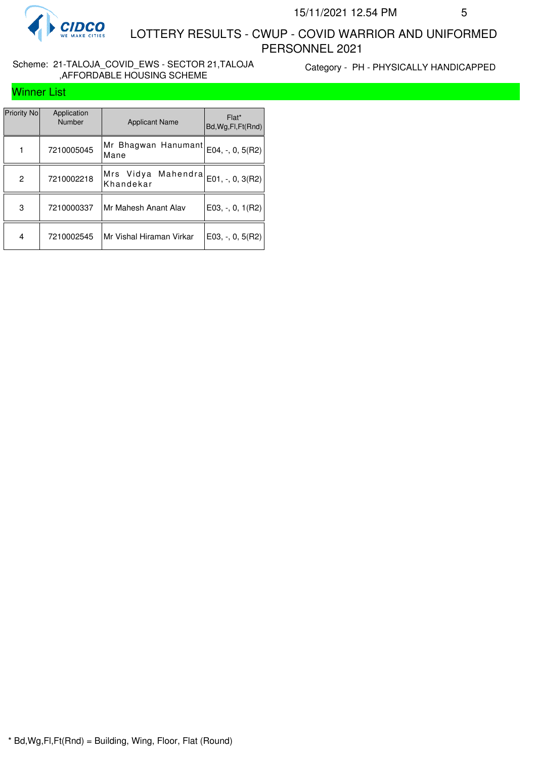# LOTTERY RESULTS - CWUP - COVID WARRIOR AND UNIFORMED PERSONNEL 2021

Scheme: 21-TALOJA_COVID_EWS - SECTOR 21,TALOJA ,AFFORDABLE HOUSING SCHEME

Category - PH - PHYSICALLY HANDICAPPED

## Winner List

| Priority No | Application Number | Applicant Name | Flat* Bd,Wg,Fl,Ft(Rnd) |
|---|---|---|---|
| 1 | 7210005045 | Mr Bhagwan Hanumant Mane | E04, -, 0, 5(R2) |
| 2 | 7210002218 | Mrs Vidya Mahendra Khandekar | E01, -, 0, 3(R2) |
| 3 | 7210000337 | Mr Mahesh Anant Alav | E03, -, 0, 1(R2) |
| 4 | 7210002545 | Mr Vishal Hiraman Virkar | E03, -, 0, 5(R2) |

* Bd,Wg,Fl,Ft(Rnd) = Building, Wing, Floor, Flat (Round)